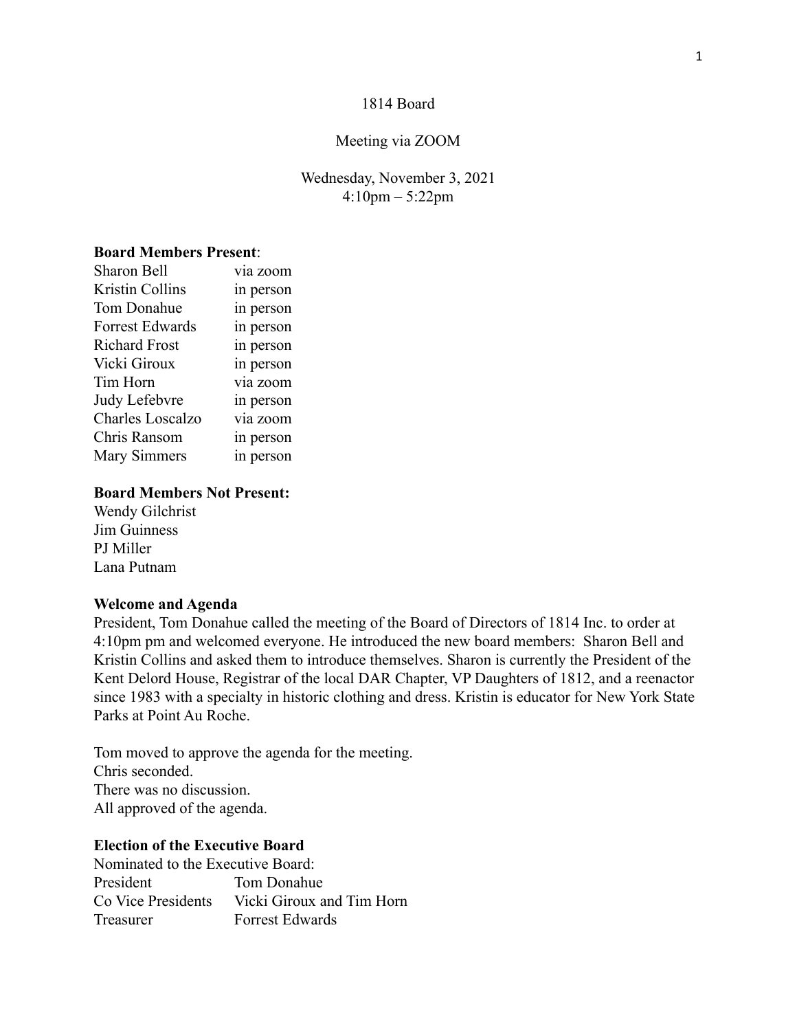# 1814 Board

Meeting via ZOOM

Wednesday, November 3, 2021
4:10pm – 5:22pm

**Board Members Present**:

| | |
|---|---|
| Sharon Bell | via zoom |
| Kristin Collins | in person |
| Tom Donahue | in person |
| Forrest Edwards | in person |
| Richard Frost | in person |
| Vicki Giroux | in person |
| Tim Horn | via zoom |
| Judy Lefebvre | in person |
| Charles Loscalzo | via zoom |
| Chris Ransom | in person |
| Mary Simmers | in person |

**Board Members Not Present:**

Wendy Gilchrist
Jim Guinness
PJ Miller
Lana Putnam

**Welcome and Agenda**

President, Tom Donahue called the meeting of the Board of Directors of 1814 Inc. to order at 4:10pm pm and welcomed everyone. He introduced the new board members: Sharon Bell and Kristin Collins and asked them to introduce themselves. Sharon is currently the President of the Kent Delord House, Registrar of the local DAR Chapter, VP Daughters of 1812, and a reenactor since 1983 with a specialty in historic clothing and dress. Kristin is educator for New York State Parks at Point Au Roche.

Tom moved to approve the agenda for the meeting.
Chris seconded.
There was no discussion.
All approved of the agenda.

**Election of the Executive Board**

Nominated to the Executive Board:

| | |
|---|---|
| President | Tom Donahue |
| Co Vice Presidents | Vicki Giroux and Tim Horn |
| Treasurer | Forrest Edwards |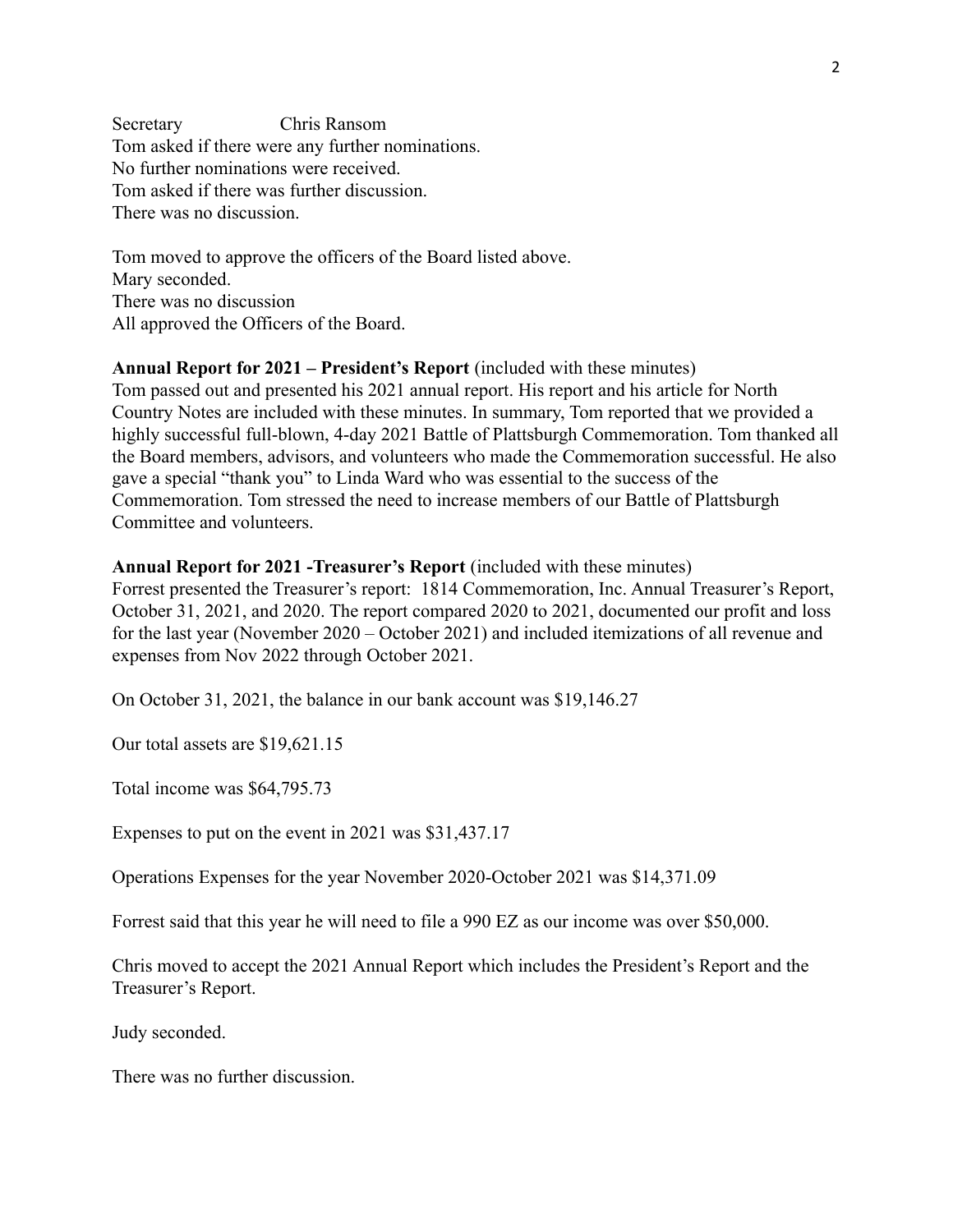Secretary Chris Ransom

Tom asked if there were any further nominations.
No further nominations were received.
Tom asked if there was further discussion.
There was no discussion.

Tom moved to approve the officers of the Board listed above.
Mary seconded.
There was no discussion
All approved the Officers of the Board.

**Annual Report for 2021 – President's Report** (included with these minutes)
Tom passed out and presented his 2021 annual report. His report and his article for North Country Notes are included with these minutes. In summary, Tom reported that we provided a highly successful full-blown, 4-day 2021 Battle of Plattsburgh Commemoration. Tom thanked all the Board members, advisors, and volunteers who made the Commemoration successful. He also gave a special "thank you" to Linda Ward who was essential to the success of the Commemoration. Tom stressed the need to increase members of our Battle of Plattsburgh Committee and volunteers.

**Annual Report for 2021 -Treasurer's Report** (included with these minutes)
Forrest presented the Treasurer's report: 1814 Commemoration, Inc. Annual Treasurer's Report, October 31, 2021, and 2020. The report compared 2020 to 2021, documented our profit and loss for the last year (November 2020 – October 2021) and included itemizations of all revenue and expenses from Nov 2022 through October 2021.

On October 31, 2021, the balance in our bank account was $19,146.27

Our total assets are $19,621.15

Total income was $64,795.73

Expenses to put on the event in 2021 was $31,437.17

Operations Expenses for the year November 2020-October 2021 was $14,371.09

Forrest said that this year he will need to file a 990 EZ as our income was over $50,000.

Chris moved to accept the 2021 Annual Report which includes the President's Report and the Treasurer's Report.

Judy seconded.

There was no further discussion.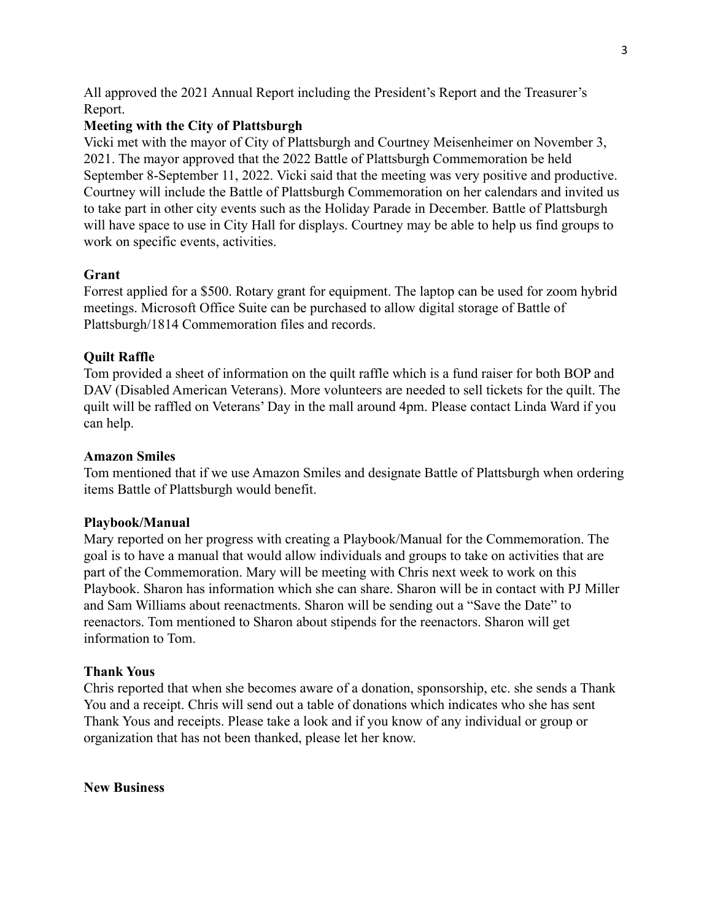All approved the 2021 Annual Report including the President's Report and the Treasurer's Report.

**Meeting with the City of Plattsburgh**

Vicki met with the mayor of City of Plattsburgh and Courtney Meisenheimer on November 3, 2021. The mayor approved that the 2022 Battle of Plattsburgh Commemoration be held September 8-September 11, 2022. Vicki said that the meeting was very positive and productive. Courtney will include the Battle of Plattsburgh Commemoration on her calendars and invited us to take part in other city events such as the Holiday Parade in December. Battle of Plattsburgh will have space to use in City Hall for displays. Courtney may be able to help us find groups to work on specific events, activities.

**Grant**

Forrest applied for a $500. Rotary grant for equipment. The laptop can be used for zoom hybrid meetings. Microsoft Office Suite can be purchased to allow digital storage of Battle of Plattsburgh/1814 Commemoration files and records.

**Quilt Raffle**

Tom provided a sheet of information on the quilt raffle which is a fund raiser for both BOP and DAV (Disabled American Veterans). More volunteers are needed to sell tickets for the quilt. The quilt will be raffled on Veterans' Day in the mall around 4pm. Please contact Linda Ward if you can help.

**Amazon Smiles**

Tom mentioned that if we use Amazon Smiles and designate Battle of Plattsburgh when ordering items Battle of Plattsburgh would benefit.

**Playbook/Manual**

Mary reported on her progress with creating a Playbook/Manual for the Commemoration. The goal is to have a manual that would allow individuals and groups to take on activities that are part of the Commemoration. Mary will be meeting with Chris next week to work on this Playbook. Sharon has information which she can share. Sharon will be in contact with PJ Miller and Sam Williams about reenactments. Sharon will be sending out a "Save the Date" to reenactors. Tom mentioned to Sharon about stipends for the reenactors. Sharon will get information to Tom.

**Thank Yous**

Chris reported that when she becomes aware of a donation, sponsorship, etc. she sends a Thank You and a receipt. Chris will send out a table of donations which indicates who she has sent Thank Yous and receipts. Please take a look and if you know of any individual or group or organization that has not been thanked, please let her know.

**New Business**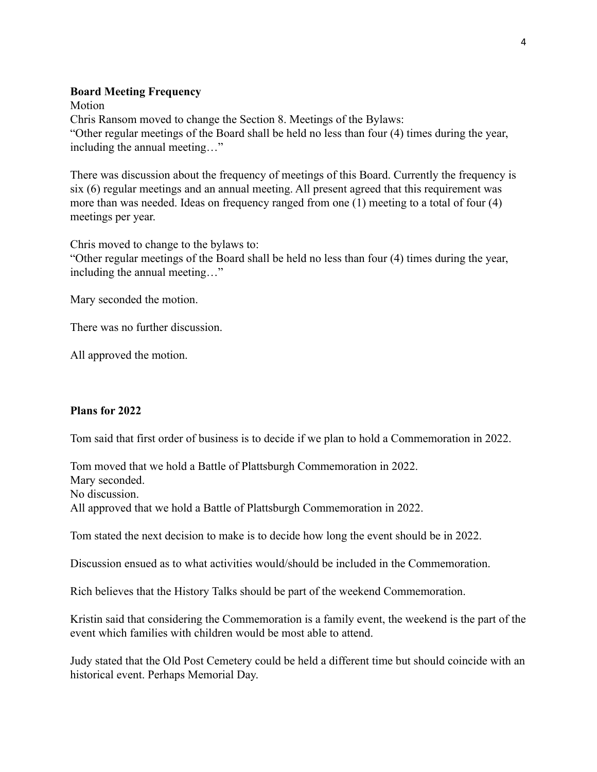**Board Meeting Frequency**

Motion

Chris Ransom moved to change the Section 8. Meetings of the Bylaws:
"Other regular meetings of the Board shall be held no less than four (4) times during the year, including the annual meeting…"

There was discussion about the frequency of meetings of this Board. Currently the frequency is six (6) regular meetings and an annual meeting. All present agreed that this requirement was more than was needed. Ideas on frequency ranged from one (1) meeting to a total of four (4) meetings per year.

Chris moved to change to the bylaws to:
"Other regular meetings of the Board shall be held no less than four (4) times during the year, including the annual meeting…"

Mary seconded the motion.

There was no further discussion.

All approved the motion.

**Plans for 2022**

Tom said that first order of business is to decide if we plan to hold a Commemoration in 2022.

Tom moved that we hold a Battle of Plattsburgh Commemoration in 2022.
Mary seconded.
No discussion.
All approved that we hold a Battle of Plattsburgh Commemoration in 2022.

Tom stated the next decision to make is to decide how long the event should be in 2022.

Discussion ensued as to what activities would/should be included in the Commemoration.

Rich believes that the History Talks should be part of the weekend Commemoration.

Kristin said that considering the Commemoration is a family event, the weekend is the part of the event which families with children would be most able to attend.

Judy stated that the Old Post Cemetery could be held a different time but should coincide with an historical event. Perhaps Memorial Day.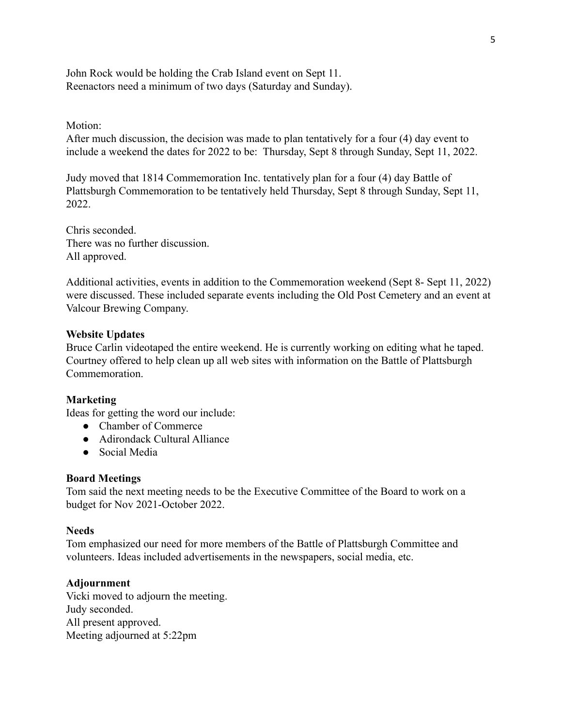John Rock would be holding the Crab Island event on Sept 11.
Reenactors need a minimum of two days (Saturday and Sunday).

Motion:
After much discussion, the decision was made to plan tentatively for a four (4) day event to include a weekend the dates for 2022 to be: Thursday, Sept 8 through Sunday, Sept 11, 2022.

Judy moved that 1814 Commemoration Inc. tentatively plan for a four (4) day Battle of Plattsburgh Commemoration to be tentatively held Thursday, Sept 8 through Sunday, Sept 11, 2022.

Chris seconded.
There was no further discussion.
All approved.

Additional activities, events in addition to the Commemoration weekend (Sept 8- Sept 11, 2022) were discussed. These included separate events including the Old Post Cemetery and an event at Valcour Brewing Company.

**Website Updates**
Bruce Carlin videotaped the entire weekend. He is currently working on editing what he taped. Courtney offered to help clean up all web sites with information on the Battle of Plattsburgh Commemoration.

**Marketing**
Ideas for getting the word our include:

- Chamber of Commerce
- Adirondack Cultural Alliance
- Social Media

**Board Meetings**
Tom said the next meeting needs to be the Executive Committee of the Board to work on a budget for Nov 2021-October 2022.

**Needs**
Tom emphasized our need for more members of the Battle of Plattsburgh Committee and volunteers. Ideas included advertisements in the newspapers, social media, etc.

**Adjournment**
Vicki moved to adjourn the meeting.
Judy seconded.
All present approved.
Meeting adjourned at 5:22pm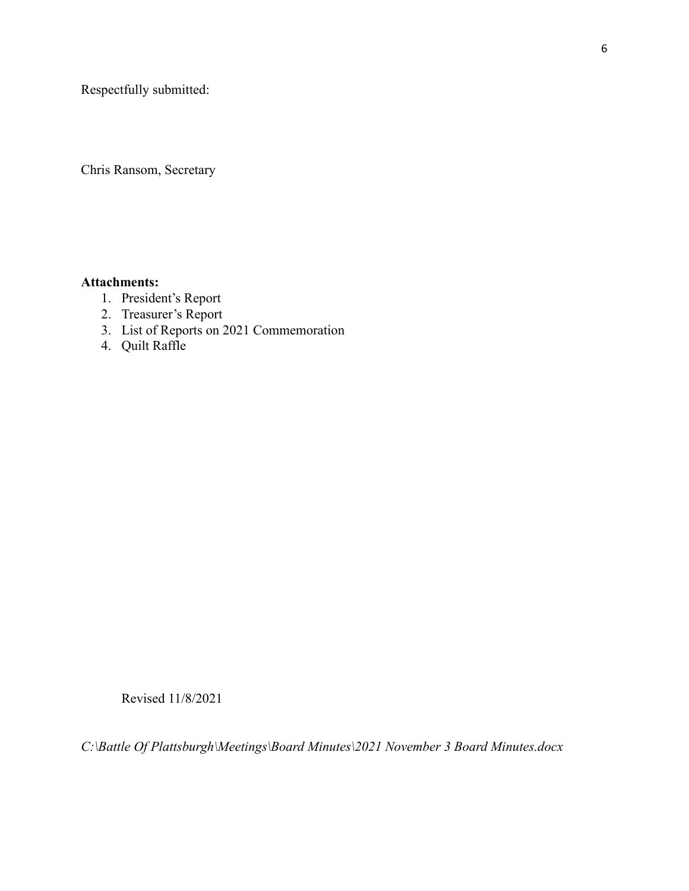Respectfully submitted:

Chris Ransom, Secretary

**Attachments:**

1. President's Report
2. Treasurer's Report
3. List of Reports on 2021 Commemoration
4. Quilt Raffle

Revised 11/8/2021

*C:\Battle Of Plattsburgh\Meetings\Board Minutes\2021 November 3 Board Minutes.docx*